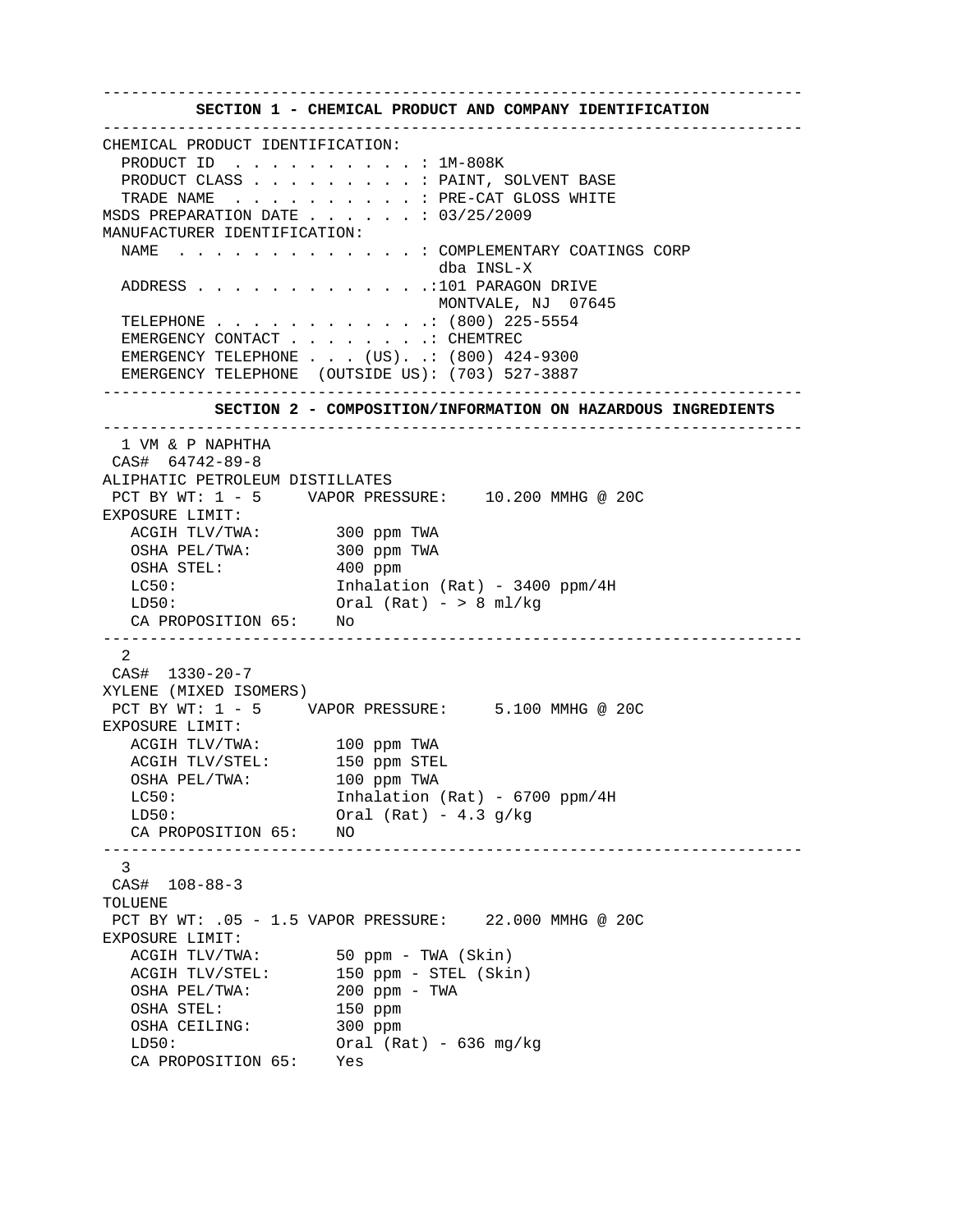## SECTION 1 - CHEMICAL PRODUCT AND COMPANY IDENTIFICATION

CHEMICAL PRODUCT IDENTIFICATION:

- PRODUCT ID . . . . . . . . . . : 1M-808K
- PRODUCT CLASS . . . . . . . . . : PAINT, SOLVENT BASE
- TRADE NAME . . . . . . . . . . : PRE-CAT GLOSS WHITE

MSDS PREPARATION DATE . . . . . . : 03/25/2009

MANUFACTURER IDENTIFICATION:

- NAME . . . . . . . . . . . . . : COMPLEMENTARY COATINGS CORP dba INSL-X
- ADDRESS . . . . . . . . . . . . .:101 PARAGON DRIVE MONTVALE, NJ 07645
- TELEPHONE . . . . . . . . . . . .: (800) 225-5554
- EMERGENCY CONTACT . . . . . . . .: CHEMTREC
- EMERGENCY TELEPHONE . . . (US). .: (800) 424-9300
- EMERGENCY TELEPHONE (OUTSIDE US): (703) 527-3887

## SECTION 2 - COMPOSITION/INFORMATION ON HAZARDOUS INGREDIENTS

1 VM & P NAPHTHA
CAS# 64742-89-8
ALIPHATIC PETROLEUM DISTILLATES
PCT BY WT: 1 - 5 VAPOR PRESSURE: 10.200 MMHG @ 20C

EXPOSURE LIMIT:

| | |
|---|---|
| ACGIH TLV/TWA: | 300 ppm TWA |
| OSHA PEL/TWA: | 300 ppm TWA |
| OSHA STEL: | 400 ppm |
| LC50: | Inhalation (Rat) - 3400 ppm/4H |
| LD50: | Oral (Rat) - > 8 ml/kg |
| CA PROPOSITION 65: | No |

---

2
CAS# 1330-20-7
XYLENE (MIXED ISOMERS)
PCT BY WT: 1 - 5 VAPOR PRESSURE: 5.100 MMHG @ 20C

EXPOSURE LIMIT:

| | |
|---|---|
| ACGIH TLV/TWA: | 100 ppm TWA |
| ACGIH TLV/STEL: | 150 ppm STEL |
| OSHA PEL/TWA: | 100 ppm TWA |
| LC50: | Inhalation (Rat) - 6700 ppm/4H |
| LD50: | Oral (Rat) - 4.3 g/kg |
| CA PROPOSITION 65: | NO |

---

3
CAS# 108-88-3
TOLUENE
PCT BY WT: .05 - 1.5 VAPOR PRESSURE: 22.000 MMHG @ 20C

EXPOSURE LIMIT:

| | |
|---|---|
| ACGIH TLV/TWA: | 50 ppm - TWA (Skin) |
| ACGIH TLV/STEL: | 150 ppm - STEL (Skin) |
| OSHA PEL/TWA: | 200 ppm - TWA |
| OSHA STEL: | 150 ppm |
| OSHA CEILING: | 300 ppm |
| LD50: | Oral (Rat) - 636 mg/kg |
| CA PROPOSITION 65: | Yes |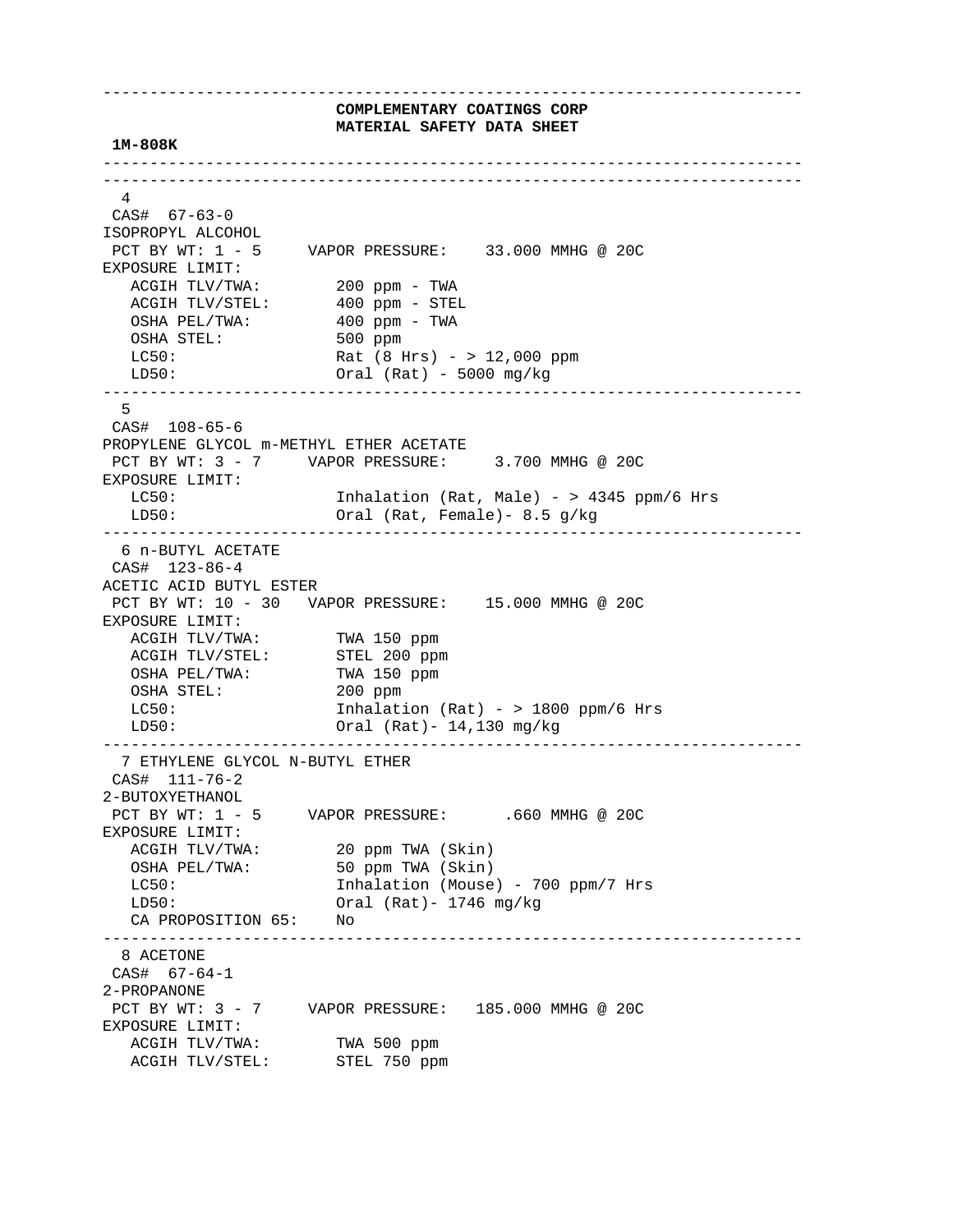**COMPLEMENTARY COATINGS CORP**
**MATERIAL SAFETY DATA SHEET**

**1M-808K**

---

4
CAS# 67-63-0
ISOPROPYL ALCOHOL
PCT BY WT: 1 - 5 VAPOR PRESSURE: 33.000 MMHG @ 20C
EXPOSURE LIMIT:

| | |
|---|---|
| ACGIH TLV/TWA: | 200 ppm - TWA |
| ACGIH TLV/STEL: | 400 ppm - STEL |
| OSHA PEL/TWA: | 400 ppm - TWA |
| OSHA STEL: | 500 ppm |
| LC50: | Rat (8 Hrs) - > 12,000 ppm |
| LD50: | Oral (Rat) - 5000 mg/kg |

---

5
CAS# 108-65-6
PROPYLENE GLYCOL m-METHYL ETHER ACETATE
PCT BY WT: 3 - 7 VAPOR PRESSURE: 3.700 MMHG @ 20C
EXPOSURE LIMIT:

| | |
|---|---|
| LC50: | Inhalation (Rat, Male) - > 4345 ppm/6 Hrs |
| LD50: | Oral (Rat, Female)- 8.5 g/kg |

---

6 n-BUTYL ACETATE
CAS# 123-86-4
ACETIC ACID BUTYL ESTER
PCT BY WT: 10 - 30 VAPOR PRESSURE: 15.000 MMHG @ 20C
EXPOSURE LIMIT:

| | |
|---|---|
| ACGIH TLV/TWA: | TWA 150 ppm |
| ACGIH TLV/STEL: | STEL 200 ppm |
| OSHA PEL/TWA: | TWA 150 ppm |
| OSHA STEL: | 200 ppm |
| LC50: | Inhalation (Rat) - > 1800 ppm/6 Hrs |
| LD50: | Oral (Rat)- 14,130 mg/kg |

---

7 ETHYLENE GLYCOL N-BUTYL ETHER
CAS# 111-76-2
2-BUTOXYETHANOL
PCT BY WT: 1 - 5 VAPOR PRESSURE: .660 MMHG @ 20C
EXPOSURE LIMIT:

| | |
|---|---|
| ACGIH TLV/TWA: | 20 ppm TWA (Skin) |
| OSHA PEL/TWA: | 50 ppm TWA (Skin) |
| LC50: | Inhalation (Mouse) - 700 ppm/7 Hrs |
| LD50: | Oral (Rat)- 1746 mg/kg |
| CA PROPOSITION 65: | No |

---

8 ACETONE
CAS# 67-64-1
2-PROPANONE
PCT BY WT: 3 - 7 VAPOR PRESSURE: 185.000 MMHG @ 20C
EXPOSURE LIMIT:

| | |
|---|---|
| ACGIH TLV/TWA: | TWA 500 ppm |
| ACGIH TLV/STEL: | STEL 750 ppm |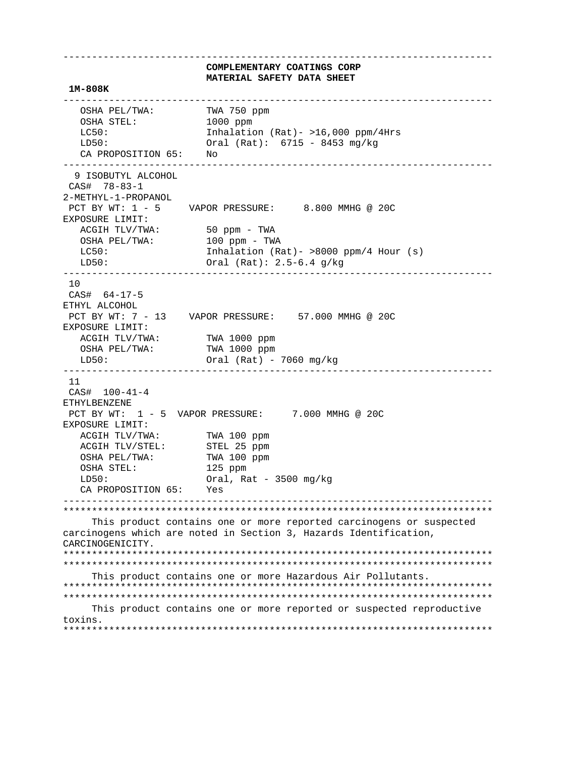**COMPLEMENTARY COATINGS CORP**
**MATERIAL SAFETY DATA SHEET**

**1M-808K**

---

```
   OSHA PEL/TWA:         TWA 750 ppm
   OSHA STEL:            1000 ppm
   LC50:                 Inhalation (Rat)- >16,000 ppm/4Hrs
   LD50:                 Oral (Rat):  6715 - 8453 mg/kg
   CA PROPOSITION 65:    No
```

---

```
  9 ISOBUTYL ALCOHOL
 CAS#  78-83-1
2-METHYL-1-PROPANOL
 PCT BY WT: 1 - 5     VAPOR PRESSURE:     8.800 MMHG @ 20C
EXPOSURE LIMIT:
   ACGIH TLV/TWA:        50 ppm - TWA
   OSHA PEL/TWA:         100 ppm - TWA
   LC50:                 Inhalation (Rat)- >8000 ppm/4 Hour (s)
   LD50:                 Oral (Rat): 2.5-6.4 g/kg
```

---

```
 10
 CAS#  64-17-5
ETHYL ALCOHOL
 PCT BY WT: 7 - 13    VAPOR PRESSURE:    57.000 MMHG @ 20C
EXPOSURE LIMIT:
   ACGIH TLV/TWA:        TWA 1000 ppm
   OSHA PEL/TWA:         TWA 1000 ppm
   LD50:                 Oral (Rat) - 7060 mg/kg
```

---

```
 11
 CAS#  100-41-4
ETHYLBENZENE
 PCT BY WT:  1 - 5  VAPOR PRESSURE:     7.000 MMHG @ 20C
EXPOSURE LIMIT:
   ACGIH TLV/TWA:        TWA 100 ppm
   ACGIH TLV/STEL:       STEL 25 ppm
   OSHA PEL/TWA:         TWA 100 ppm
   OSHA STEL:            125 ppm
   LD50:                 Oral, Rat - 3500 mg/kg
   CA PROPOSITION 65:    Yes
```

---

This product contains one or more reported carcinogens or suspected carcinogens which are noted in Section 3, Hazards Identification, CARCINOGENICITY.

---

This product contains one or more Hazardous Air Pollutants.

---

This product contains one or more reported or suspected reproductive toxins.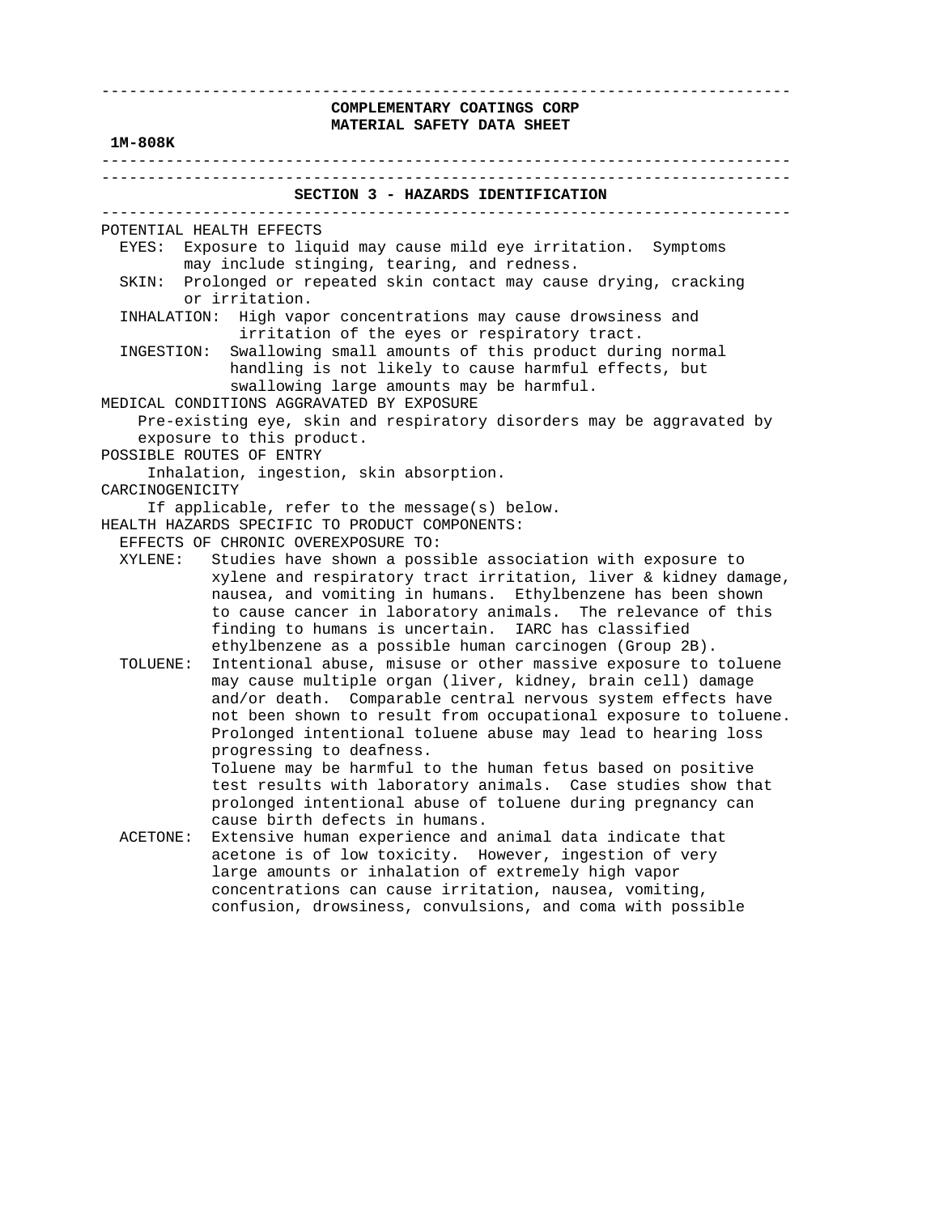**COMPLEMENTARY COATINGS CORP**
**MATERIAL SAFETY DATA SHEET**

**1M-808K**

## SECTION 3 - HAZARDS IDENTIFICATION

POTENTIAL HEALTH EFFECTS

- EYES: Exposure to liquid may cause mild eye irritation. Symptoms may include stinging, tearing, and redness.
- SKIN: Prolonged or repeated skin contact may cause drying, cracking or irritation.
- INHALATION: High vapor concentrations may cause drowsiness and irritation of the eyes or respiratory tract.
- INGESTION: Swallowing small amounts of this product during normal handling is not likely to cause harmful effects, but swallowing large amounts may be harmful.

MEDICAL CONDITIONS AGGRAVATED BY EXPOSURE

Pre-existing eye, skin and respiratory disorders may be aggravated by exposure to this product.

POSSIBLE ROUTES OF ENTRY

Inhalation, ingestion, skin absorption.

CARCINOGENICITY

If applicable, refer to the message(s) below.

HEALTH HAZARDS SPECIFIC TO PRODUCT COMPONENTS:

EFFECTS OF CHRONIC OVEREXPOSURE TO:

- XYLENE: Studies have shown a possible association with exposure to xylene and respiratory tract irritation, liver & kidney damage, nausea, and vomiting in humans. Ethylbenzene has been shown to cause cancer in laboratory animals. The relevance of this finding to humans is uncertain. IARC has classified ethylbenzene as a possible human carcinogen (Group 2B).
- TOLUENE: Intentional abuse, misuse or other massive exposure to toluene may cause multiple organ (liver, kidney, brain cell) damage and/or death. Comparable central nervous system effects have not been shown to result from occupational exposure to toluene. Prolonged intentional toluene abuse may lead to hearing loss progressing to deafness.
  Toluene may be harmful to the human fetus based on positive test results with laboratory animals. Case studies show that prolonged intentional abuse of toluene during pregnancy can cause birth defects in humans.
- ACETONE: Extensive human experience and animal data indicate that acetone is of low toxicity. However, ingestion of very large amounts or inhalation of extremely high vapor concentrations can cause irritation, nausea, vomiting, confusion, drowsiness, convulsions, and coma with possible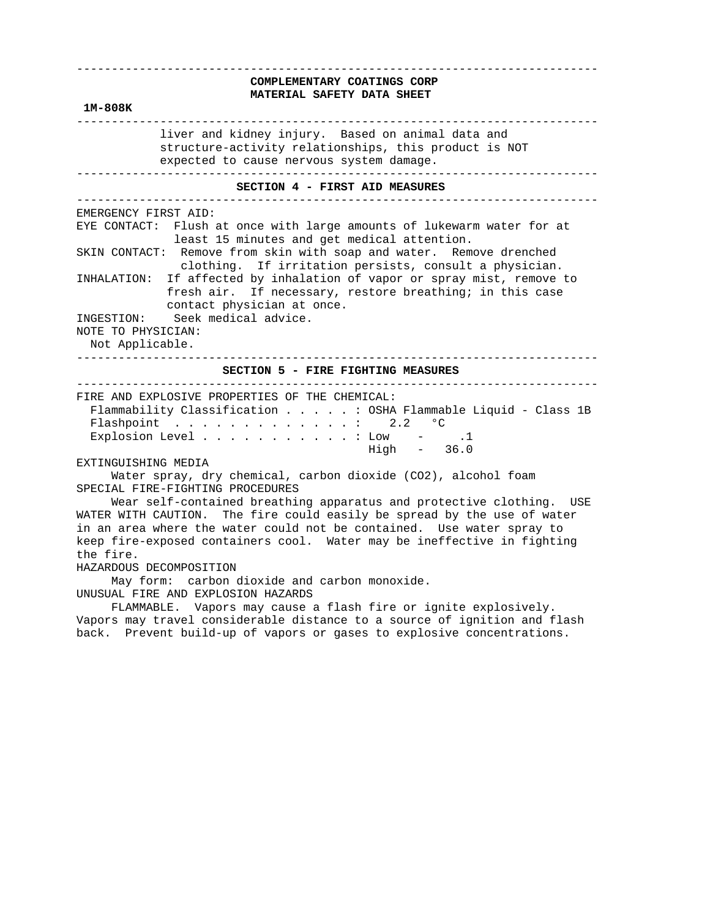liver and kidney injury. Based on animal data and structure-activity relationships, this product is NOT expected to cause nervous system damage.

## SECTION 4 - FIRST AID MEASURES

EMERGENCY FIRST AID:

EYE CONTACT: Flush at once with large amounts of lukewarm water for at least 15 minutes and get medical attention.

SKIN CONTACT: Remove from skin with soap and water. Remove drenched clothing. If irritation persists, consult a physician.

INHALATION: If affected by inhalation of vapor or spray mist, remove to fresh air. If necessary, restore breathing; in this case contact physician at once.

INGESTION: Seek medical advice.

NOTE TO PHYSICIAN:
Not Applicable.

## SECTION 5 - FIRE FIGHTING MEASURES

FIRE AND EXPLOSIVE PROPERTIES OF THE CHEMICAL:

Flammability Classification . . . . . : OSHA Flammable Liquid - Class 1B
Flashpoint . . . . . . . . . . . . . : 2.2 °C
Explosion Level . . . . . . . . . . . : Low - .1
High - 36.0

EXTINGUISHING MEDIA

Water spray, dry chemical, carbon dioxide ($CO_2$), alcohol foam

SPECIAL FIRE-FIGHTING PROCEDURES

Wear self-contained breathing apparatus and protective clothing. USE WATER WITH CAUTION. The fire could easily be spread by the use of water in an area where the water could not be contained. Use water spray to keep fire-exposed containers cool. Water may be ineffective in fighting the fire.

HAZARDOUS DECOMPOSITION

May form: carbon dioxide and carbon monoxide.

UNUSUAL FIRE AND EXPLOSION HAZARDS

FLAMMABLE. Vapors may cause a flash fire or ignite explosively. Vapors may travel considerable distance to a source of ignition and flash back. Prevent build-up of vapors or gases to explosive concentrations.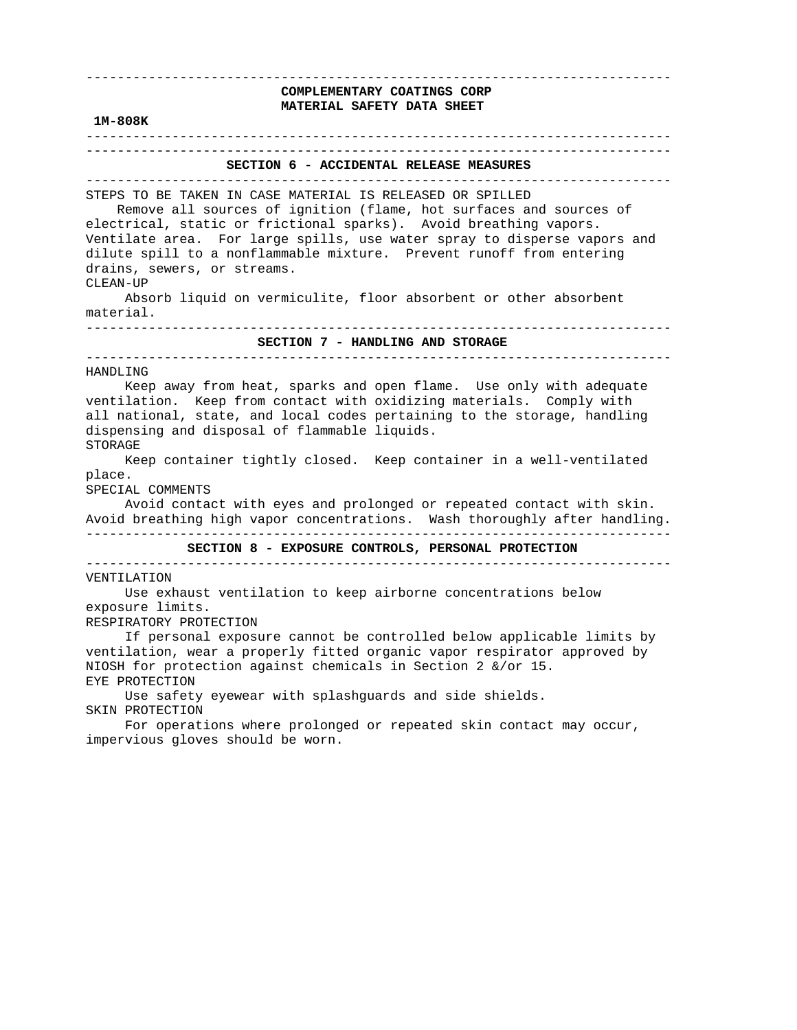**COMPLEMENTARY COATINGS CORP**
**MATERIAL SAFETY DATA SHEET**

**1M-808K**

## SECTION 6 - ACCIDENTAL RELEASE MEASURES

STEPS TO BE TAKEN IN CASE MATERIAL IS RELEASED OR SPILLED

Remove all sources of ignition (flame, hot surfaces and sources of electrical, static or frictional sparks). Avoid breathing vapors. Ventilate area. For large spills, use water spray to disperse vapors and dilute spill to a nonflammable mixture. Prevent runoff from entering drains, sewers, or streams.

CLEAN-UP

Absorb liquid on vermiculite, floor absorbent or other absorbent material.

## SECTION 7 - HANDLING AND STORAGE

HANDLING

Keep away from heat, sparks and open flame. Use only with adequate ventilation. Keep from contact with oxidizing materials. Comply with all national, state, and local codes pertaining to the storage, handling dispensing and disposal of flammable liquids.

STORAGE

Keep container tightly closed. Keep container in a well-ventilated place.

SPECIAL COMMENTS

Avoid contact with eyes and prolonged or repeated contact with skin. Avoid breathing high vapor concentrations. Wash thoroughly after handling.

## SECTION 8 - EXPOSURE CONTROLS, PERSONAL PROTECTION

VENTILATION

Use exhaust ventilation to keep airborne concentrations below exposure limits.

RESPIRATORY PROTECTION

If personal exposure cannot be controlled below applicable limits by ventilation, wear a properly fitted organic vapor respirator approved by NIOSH for protection against chemicals in Section 2 &/or 15.

EYE PROTECTION

Use safety eyewear with splashguards and side shields.

SKIN PROTECTION

For operations where prolonged or repeated skin contact may occur, impervious gloves should be worn.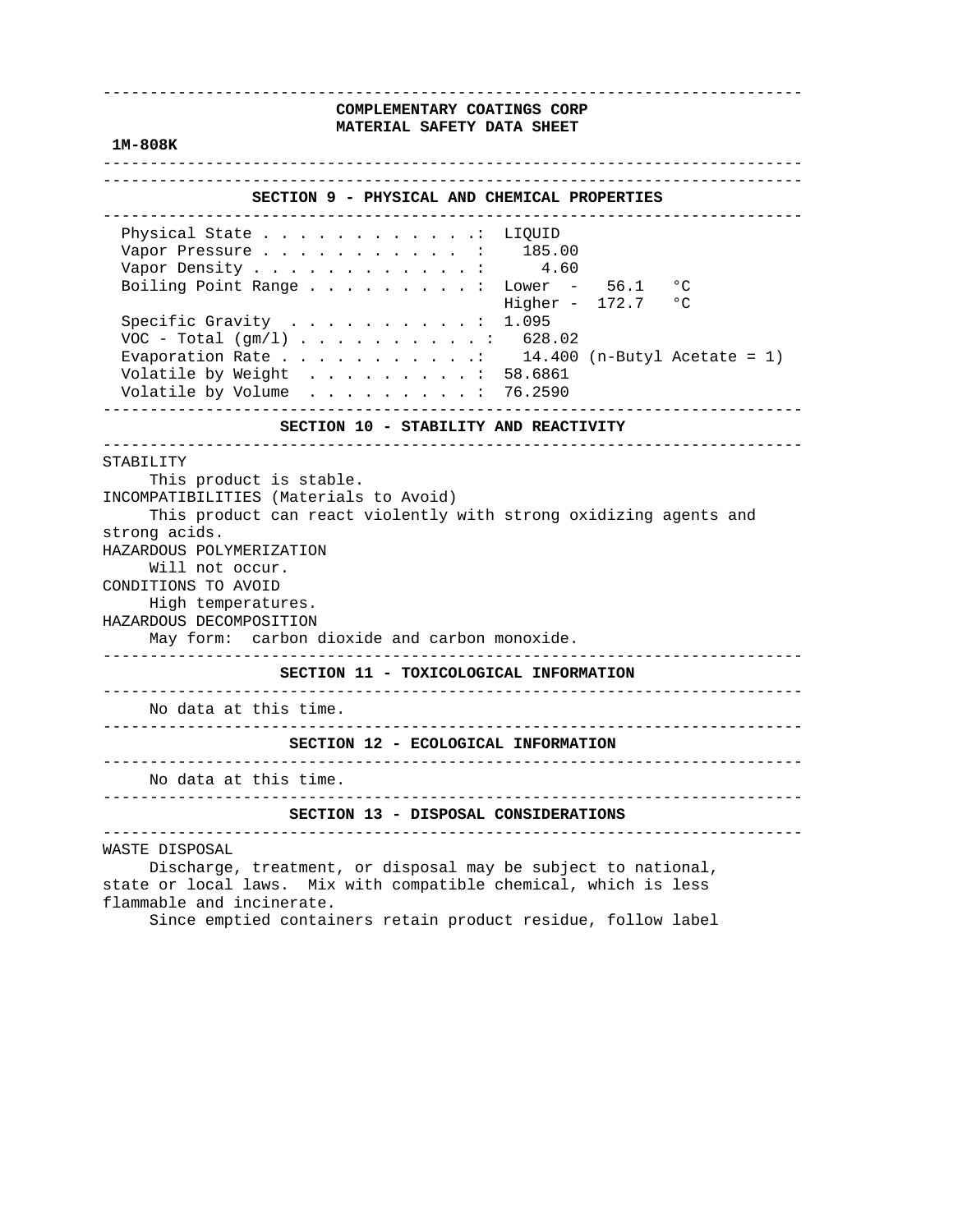**COMPLEMENTARY COATINGS CORP**
**MATERIAL SAFETY DATA SHEET**

**1M-808K**

## SECTION 9 - PHYSICAL AND CHEMICAL PROPERTIES

| Property | Value |
| --- | --- |
| Physical State | LIQUID |
| Vapor Pressure | 185.00 |
| Vapor Density | 4.60 |
| Boiling Point Range | Lower - 56.1 °C<br>Higher - 172.7 °C |
| Specific Gravity | 1.095 |
| VOC - Total (gm/l) | 628.02 |
| Evaporation Rate | 14.400 (n-Butyl Acetate = 1) |
| Volatile by Weight | 58.6861 |
| Volatile by Volume | 76.2590 |

## SECTION 10 - STABILITY AND REACTIVITY

STABILITY

This product is stable.

INCOMPATIBILITIES (Materials to Avoid)

This product can react violently with strong oxidizing agents and strong acids.

HAZARDOUS POLYMERIZATION

Will not occur.

CONDITIONS TO AVOID

High temperatures.

HAZARDOUS DECOMPOSITION

May form: carbon dioxide and carbon monoxide.

## SECTION 11 - TOXICOLOGICAL INFORMATION

No data at this time.

## SECTION 12 - ECOLOGICAL INFORMATION

No data at this time.

## SECTION 13 - DISPOSAL CONSIDERATIONS

WASTE DISPOSAL

Discharge, treatment, or disposal may be subject to national, state or local laws. Mix with compatible chemical, which is less flammable and incinerate.

Since emptied containers retain product residue, follow label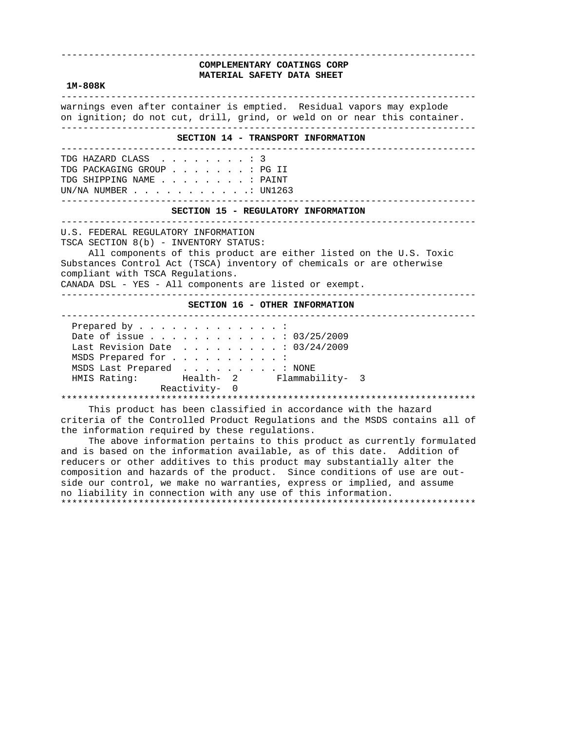warnings even after container is emptied. Residual vapors may explode on ignition; do not cut, drill, grind, or weld on or near this container.

## SECTION 14 - TRANSPORT INFORMATION

TDG HAZARD CLASS . . . . . . . . : 3
TDG PACKAGING GROUP . . . . . . . : PG II
TDG SHIPPING NAME . . . . . . . . : PAINT
UN/NA NUMBER . . . . . . . . . . .: UN1263

## SECTION 15 - REGULATORY INFORMATION

U.S. FEDERAL REGULATORY INFORMATION
TSCA SECTION 8(b) - INVENTORY STATUS:

All components of this product are either listed on the U.S. Toxic Substances Control Act (TSCA) inventory of chemicals or are otherwise compliant with TSCA Regulations.

CANADA DSL - YES - All components are listed or exempt.

## SECTION 16 - OTHER INFORMATION

Prepared by . . . . . . . . . . . . . :
Date of issue . . . . . . . . . . . . : 03/25/2009
Last Revision Date . . . . . . . . . : 03/24/2009
MSDS Prepared for . . . . . . . . . . :
MSDS Last Prepared . . . . . . . . . : NONE
HMIS Rating: Health- 2 Flammability- 3
Reactivity- 0

***

This product has been classified in accordance with the hazard criteria of the Controlled Product Regulations and the MSDS contains all of the information required by these regulations.

The above information pertains to this product as currently formulated and is based on the information available, as of this date. Addition of reducers or other additives to this product may substantially alter the composition and hazards of the product. Since conditions of use are outside our control, we make no warranties, express or implied, and assume no liability in connection with any use of this information.

***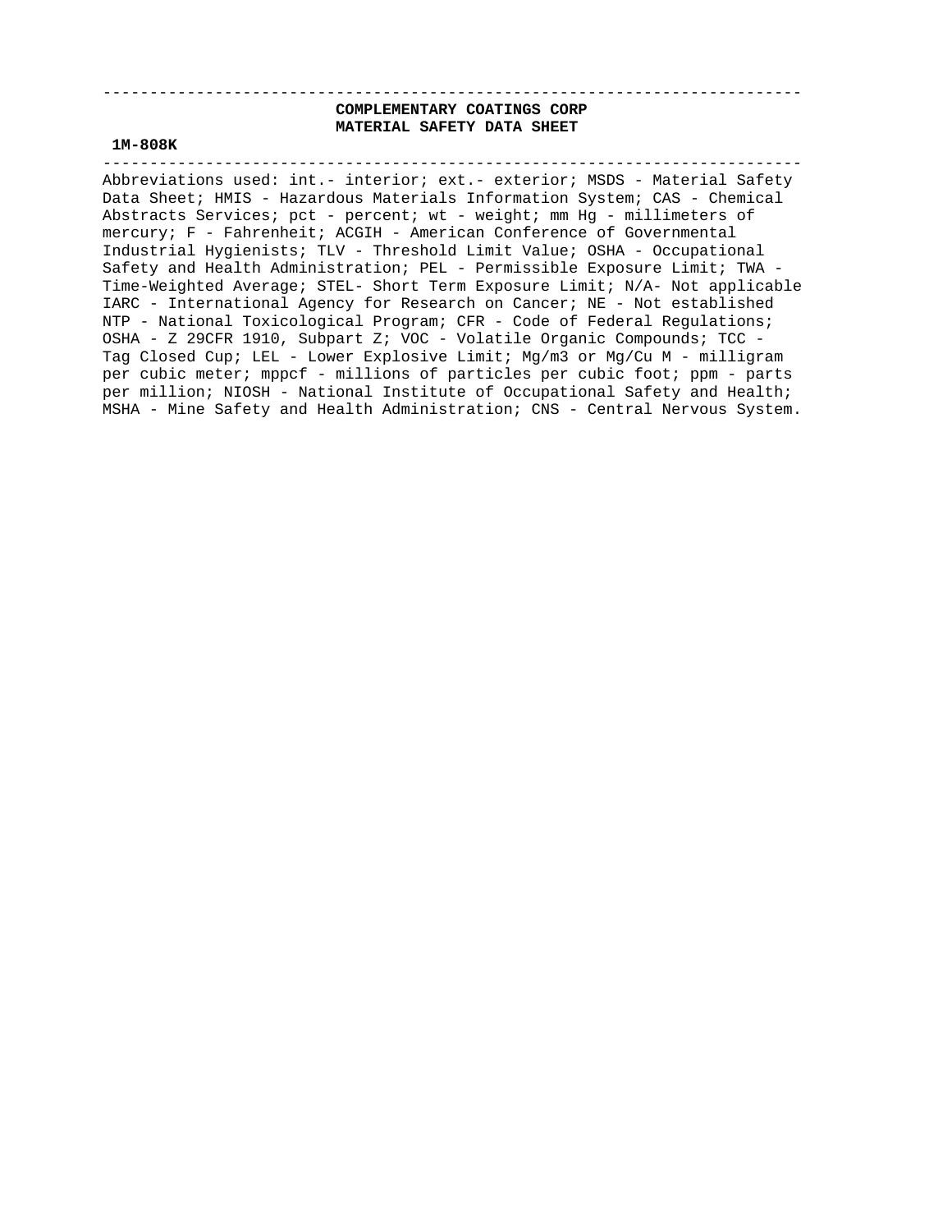**COMPLEMENTARY COATINGS CORP**
**MATERIAL SAFETY DATA SHEET**

**1M-808K**

---

Abbreviations used: int.- interior; ext.- exterior; MSDS - Material Safety Data Sheet; HMIS - Hazardous Materials Information System; CAS - Chemical Abstracts Services; pct - percent; wt - weight; mm Hg - millimeters of mercury; F - Fahrenheit; ACGIH - American Conference of Governmental Industrial Hygienists; TLV - Threshold Limit Value; OSHA - Occupational Safety and Health Administration; PEL - Permissible Exposure Limit; TWA - Time-Weighted Average; STEL- Short Term Exposure Limit; N/A- Not applicable IARC - International Agency for Research on Cancer; NE - Not established NTP - National Toxicological Program; CFR - Code of Federal Regulations; OSHA - Z 29CFR 1910, Subpart Z; VOC - Volatile Organic Compounds; TCC - Tag Closed Cup; LEL - Lower Explosive Limit; Mg/m3 or Mg/Cu M - milligram per cubic meter; mppcf - millions of particles per cubic foot; ppm - parts per million; NIOSH - National Institute of Occupational Safety and Health; MSHA - Mine Safety and Health Administration; CNS - Central Nervous System.